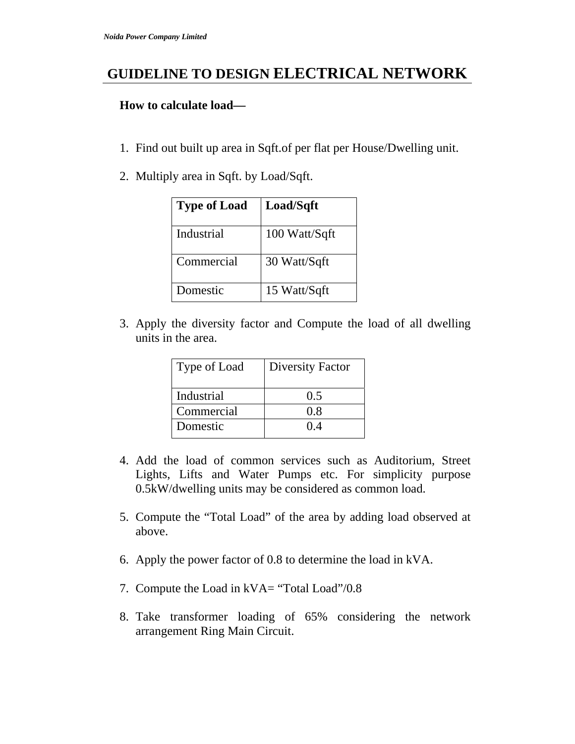# GUIDELINE TO DESIGN ELECTRICAL NETWORK

**How to calculate load—**

1. Find out built up area in Sqft.of per flat per House/Dwelling unit.

2. Multiply area in Sqft. by Load/Sqft.

| Type of Load | Load/Sqft |
|---|---|
| Industrial | 100 Watt/Sqft |
| Commercial | 30 Watt/Sqft |
| Domestic | 15 Watt/Sqft |

3. Apply the diversity factor and Compute the load of all dwelling units in the area.

| Type of Load | Diversity Factor |
|---|---|
| Industrial | 0.5 |
| Commercial | 0.8 |
| Domestic | 0.4 |

4. Add the load of common services such as Auditorium, Street Lights, Lifts and Water Pumps etc. For simplicity purpose 0.5kW/dwelling units may be considered as common load.

5. Compute the "Total Load" of the area by adding load observed at above.

6. Apply the power factor of 0.8 to determine the load in kVA.

7. Compute the Load in kVA= "Total Load"/0.8

8. Take transformer loading of 65% considering the network arrangement Ring Main Circuit.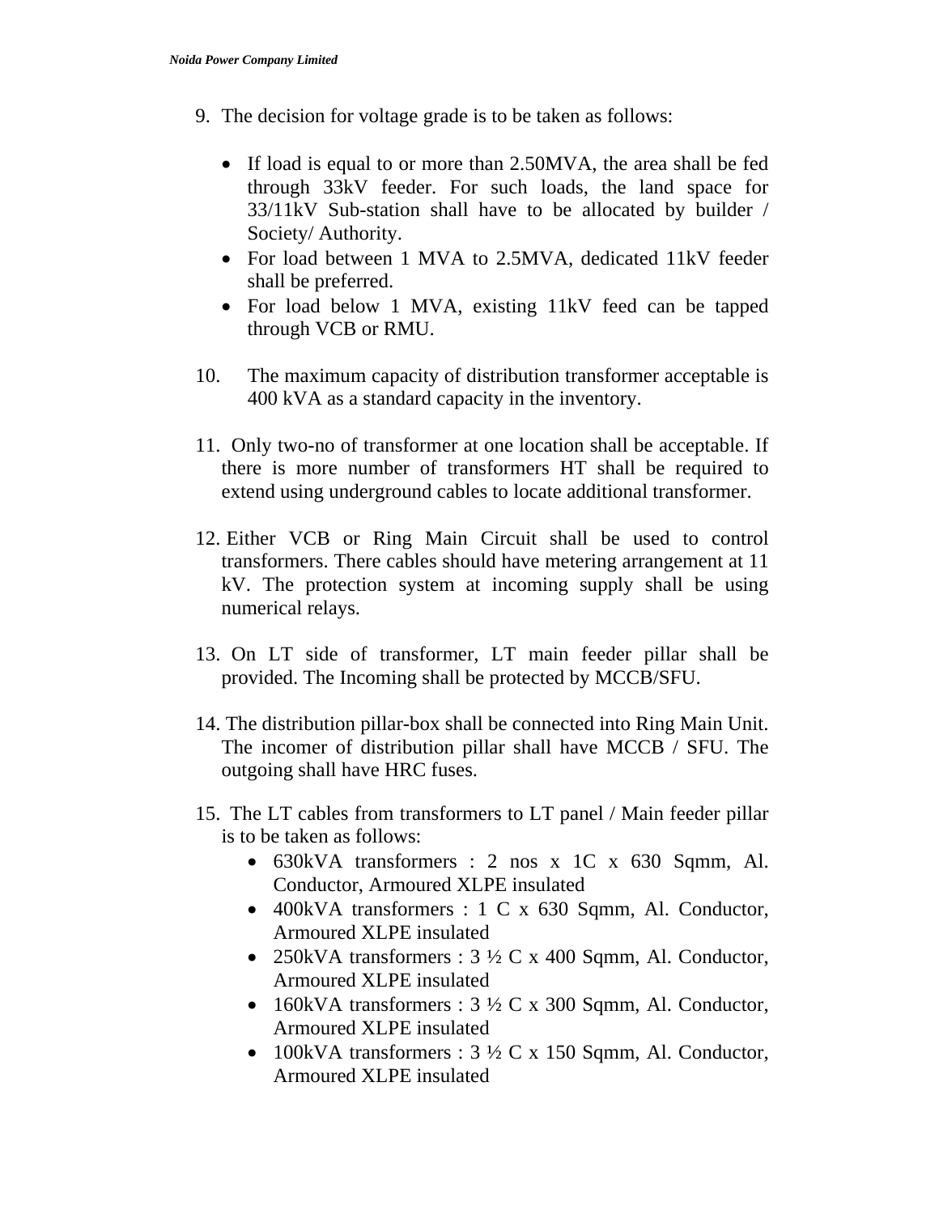9. The decision for voltage grade is to be taken as follows:

   - If load is equal to or more than 2.50MVA, the area shall be fed through 33kV feeder. For such loads, the land space for 33/11kV Sub-station shall have to be allocated by builder / Society/ Authority.
   - For load between 1 MVA to 2.5MVA, dedicated 11kV feeder shall be preferred.
   - For load below 1 MVA, existing 11kV feed can be tapped through VCB or RMU.

10. The maximum capacity of distribution transformer acceptable is 400 kVA as a standard capacity in the inventory.

11. Only two-no of transformer at one location shall be acceptable. If there is more number of transformers HT shall be required to extend using underground cables to locate additional transformer.

12. Either VCB or Ring Main Circuit shall be used to control transformers. There cables should have metering arrangement at 11 kV. The protection system at incoming supply shall be using numerical relays.

13. On LT side of transformer, LT main feeder pillar shall be provided. The Incoming shall be protected by MCCB/SFU.

14. The distribution pillar-box shall be connected into Ring Main Unit. The incomer of distribution pillar shall have MCCB / SFU. The outgoing shall have HRC fuses.

15. The LT cables from transformers to LT panel / Main feeder pillar is to be taken as follows:
    - 630kVA transformers : 2 nos x 1C x 630 Sqmm, Al. Conductor, Armoured XLPE insulated
    - 400kVA transformers : 1 C x 630 Sqmm, Al. Conductor, Armoured XLPE insulated
    - 250kVA transformers : 3 ½ C x 400 Sqmm, Al. Conductor, Armoured XLPE insulated
    - 160kVA transformers : 3 ½ C x 300 Sqmm, Al. Conductor, Armoured XLPE insulated
    - 100kVA transformers : 3 ½ C x 150 Sqmm, Al. Conductor, Armoured XLPE insulated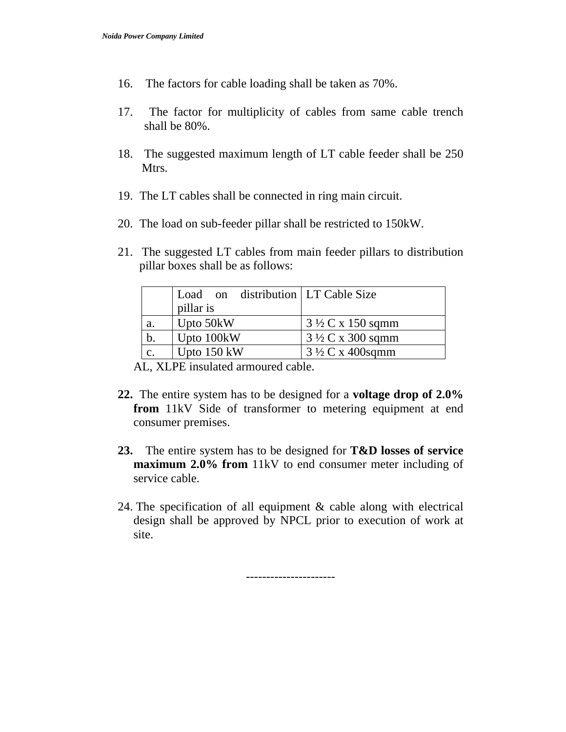16. The factors for cable loading shall be taken as 70%.

17. The factor for multiplicity of cables from same cable trench shall be 80%.

18. The suggested maximum length of LT cable feeder shall be 250 Mtrs.

19. The LT cables shall be connected in ring main circuit.

20. The load on sub-feeder pillar shall be restricted to 150kW.

21. The suggested LT cables from main feeder pillars to distribution pillar boxes shall be as follows:

| | Load on distribution pillar is | LT Cable Size |
|---|---|---|
| a. | Upto 50kW | 3 ½ C x 150 sqmm |
| b. | Upto 100kW | 3 ½ C x 300 sqmm |
| c. | Upto 150 kW | 3 ½ C x 400sqmm |

AL, XLPE insulated armoured cable.

**22.** The entire system has to be designed for a **voltage drop of 2.0% from** 11kV Side of transformer to metering equipment at end consumer premises.

**23.** The entire system has to be designed for **T&D losses of service maximum 2.0% from** 11kV to end consumer meter including of service cable.

24. The specification of all equipment & cable along with electrical design shall be approved by NPCL prior to execution of work at site.

---------------------